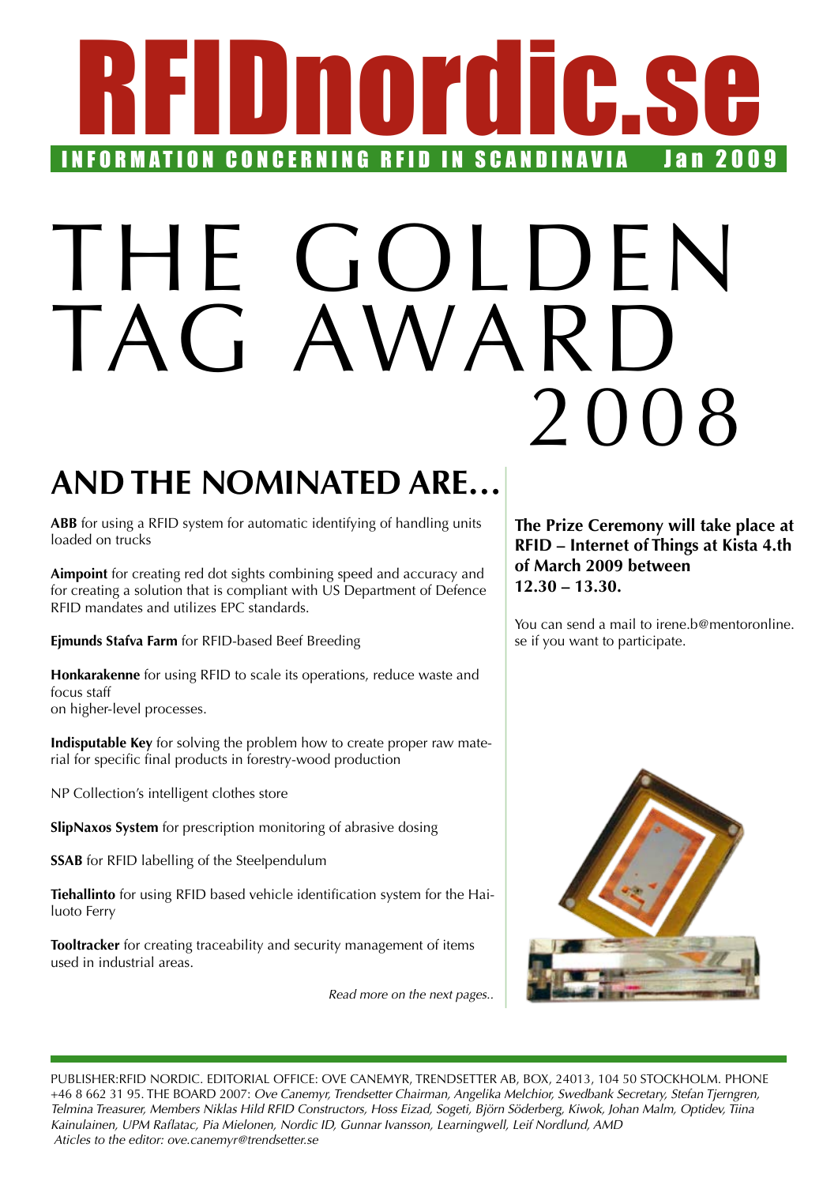# RFIDnordic.se

INFORMATION CONCERNING RFID IN SCANDINAVIA Jan 2009

# THE GOLDEN TAG AWARD 2008

## AND THE NOMINATED ARE…

**ABB** for using a RFID system for automatic identifying of handling units loaded on trucks

**Aimpoint** for creating red dot sights combining speed and accuracy and for creating a solution that is compliant with US Department of Defence RFID mandates and utilizes EPC standards.

**Ejmunds Stafva Farm** for RFID-based Beef Breeding

**Honkarakenne** for using RFID to scale its operations, reduce waste and focus staff
on higher-level processes.

**Indisputable Key** for solving the problem how to create proper raw material for specific final products in forestry-wood production

NP Collection's intelligent clothes store

**SlipNaxos System** for prescription monitoring of abrasive dosing

**SSAB** for RFID labelling of the Steelpendulum

**Tiehallinto** for using RFID based vehicle identification system for the Hailuoto Ferry

**Tooltracker** for creating traceability and security management of items used in industrial areas.

*Read more on the next pages..*

**The Prize Ceremony will take place at RFID – Internet of Things at Kista 4.th of March 2009 between 12.30 – 13.30.**

You can send a mail to irene.b@mentoronline.se if you want to participate.

PUBLISHER:RFID NORDIC. EDITORIAL OFFICE: OVE CANEMYR, TRENDSETTER AB, BOX, 24013, 104 50 STOCKHOLM. PHONE +46 8 662 31 95. THE BOARD 2007: *Ove Canemyr, Trendsetter Chairman, Angelika Melchior, Swedbank Secretary, Stefan Tjerngren, Telmina Treasurer, Members Niklas Hild RFID Constructors, Hoss Eizad, Sogeti, Björn Söderberg, Kiwok, Johan Malm, Optidev, Tiina Kainulainen, UPM Raflatac, Pia Mielonen, Nordic ID, Gunnar Ivansson, Learningwell, Leif Nordlund, AMD*
*Aticles to the editor: ove.canemyr@trendsetter.se*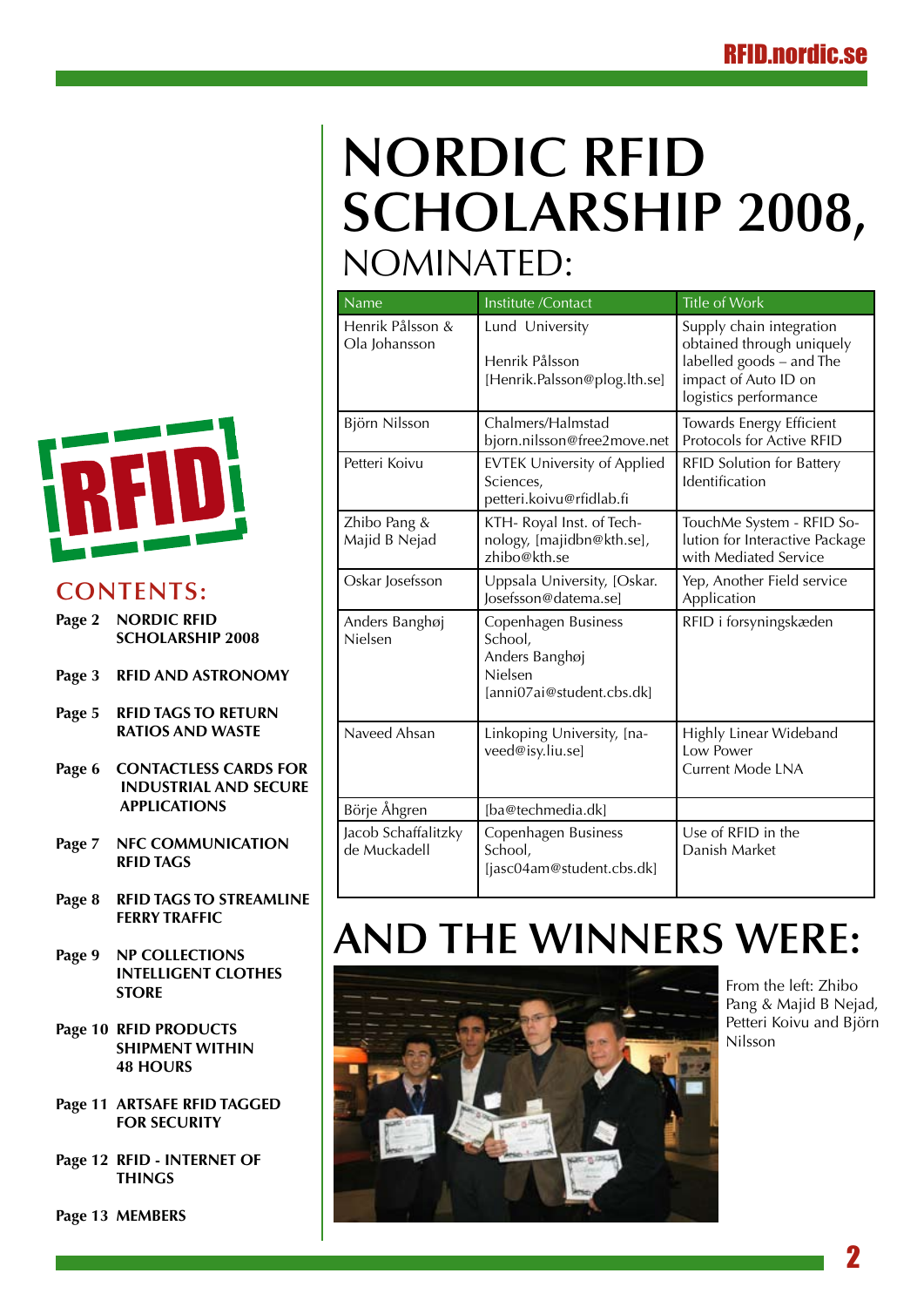## CONTENTS:

Page 2 NORDIC RFID SCHOLARSHIP 2008

Page 3 RFID AND ASTRONOMY

Page 5 RFID TAGS TO RETURN RATIOS AND WASTE

Page 6 CONTACTLESS CARDS FOR INDUSTRIAL AND SECURE APPLICATIONS

Page 7 NFC COMMUNICATION RFID TAGS

Page 8 RFID TAGS TO STREAMLINE FERRY TRAFFIC

Page 9 NP COLLECTIONS INTELLIGENT CLOTHES STORE

Page 10 RFID PRODUCTS SHIPMENT WITHIN 48 HOURS

Page 11 ARTSAFE RFID TAGGED FOR SECURITY

Page 12 RFID - INTERNET OF THINGS

Page 13 MEMBERS

# NORDIC RFID SCHOLARSHIP 2008, NOMINATED:

| Name | Institute /Contact | Title of Work |
|---|---|---|
| Henrik Pålsson & Ola Johansson | Lund University<br><br>Henrik Pålsson [Henrik.Palsson@plog.lth.se] | Supply chain integration obtained through uniquely labelled goods – and The impact of Auto ID on logistics performance |
| Björn Nilsson | Chalmers/Halmstad bjorn.nilsson@free2move.net | Towards Energy Efficient Protocols for Active RFID |
| Petteri Koivu | EVTEK University of Applied Sciences, petteri.koivu@rfidlab.fi | RFID Solution for Battery Identification |
| Zhibo Pang & Majid B Nejad | KTH- Royal Inst. of Technology, [majidbn@kth.se], zhibo@kth.se | TouchMe System - RFID Solution for Interactive Package with Mediated Service |
| Oskar Josefsson | Uppsala University, [Oskar.Josefsson@datema.se] | Yep, Another Field service Application |
| Anders Banghøj Nielsen | Copenhagen Business School, Anders Banghøj Nielsen [anni07ai@student.cbs.dk] | RFID i forsyningskæden |
| Naveed Ahsan | Linkoping University, [naveed@isy.liu.se] | Highly Linear Wideband Low Power Current Mode LNA |
| Börje Åhgren | [ba@techmedia.dk] | |
| Jacob Schaffalitzky de Muckadell | Copenhagen Business School, [jasc04am@student.cbs.dk] | Use of RFID in the Danish Market |

# AND THE WINNERS WERE:

From the left: Zhibo Pang & Majid B Nejad, Petteri Koivu and Björn Nilsson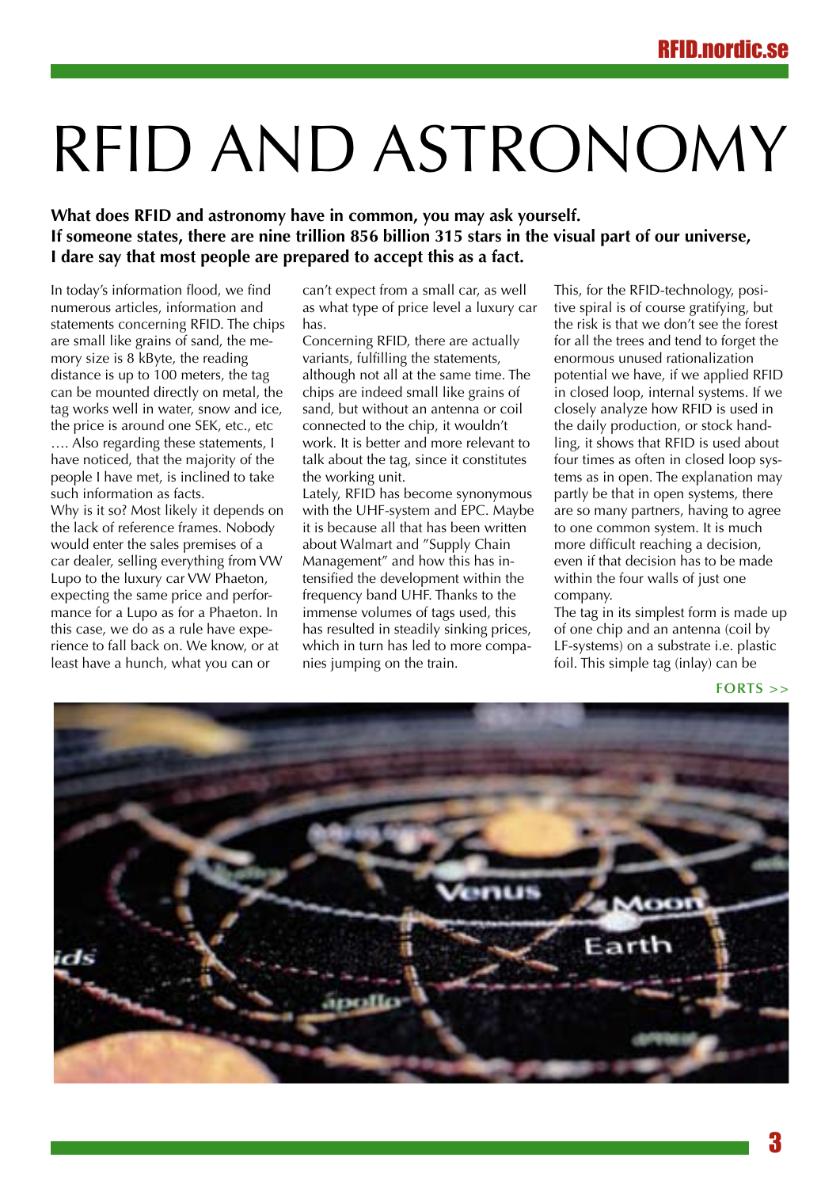# RFID AND ASTRONOMY

**What does RFID and astronomy have in common, you may ask yourself. If someone states, there are nine trillion 856 billion 315 stars in the visual part of our universe, I dare say that most people are prepared to accept this as a fact.**

In today's information flood, we find numerous articles, information and statements concerning RFID. The chips are small like grains of sand, the memory size is 8 kByte, the reading distance is up to 100 meters, the tag can be mounted directly on metal, the tag works well in water, snow and ice, the price is around one SEK, etc., etc …. Also regarding these statements, I have noticed, that the majority of the people I have met, is inclined to take such information as facts.

Why is it so? Most likely it depends on the lack of reference frames. Nobody would enter the sales premises of a car dealer, selling everything from VW Lupo to the luxury car VW Phaeton, expecting the same price and performance for a Lupo as for a Phaeton. In this case, we do as a rule have experience to fall back on. We know, or at least have a hunch, what you can or can't expect from a small car, as well as what type of price level a luxury car has.

Concerning RFID, there are actually variants, fulfilling the statements, although not all at the same time. The chips are indeed small like grains of sand, but without an antenna or coil connected to the chip, it wouldn't work. It is better and more relevant to talk about the tag, since it constitutes the working unit.

Lately, RFID has become synonymous with the UHF-system and EPC. Maybe it is because all that has been written about Walmart and "Supply Chain Management" and how this has intensified the development within the frequency band UHF. Thanks to the immense volumes of tags used, this has resulted in steadily sinking prices, which in turn has led to more companies jumping on the train.

This, for the RFID-technology, positive spiral is of course gratifying, but the risk is that we don't see the forest for all the trees and tend to forget the enormous unused rationalization potential we have, if we applied RFID in closed loop, internal systems. If we closely analyze how RFID is used in the daily production, or stock handling, it shows that RFID is used about four times as often in closed loop systems as in open. The explanation may partly be that in open systems, there are so many partners, having to agree to one common system. It is much more difficult reaching a decision, even if that decision has to be made within the four walls of just one company.

The tag in its simplest form is made up of one chip and an antenna (coil by LF-systems) on a substrate i.e. plastic foil. This simple tag (inlay) can be

FORTS >>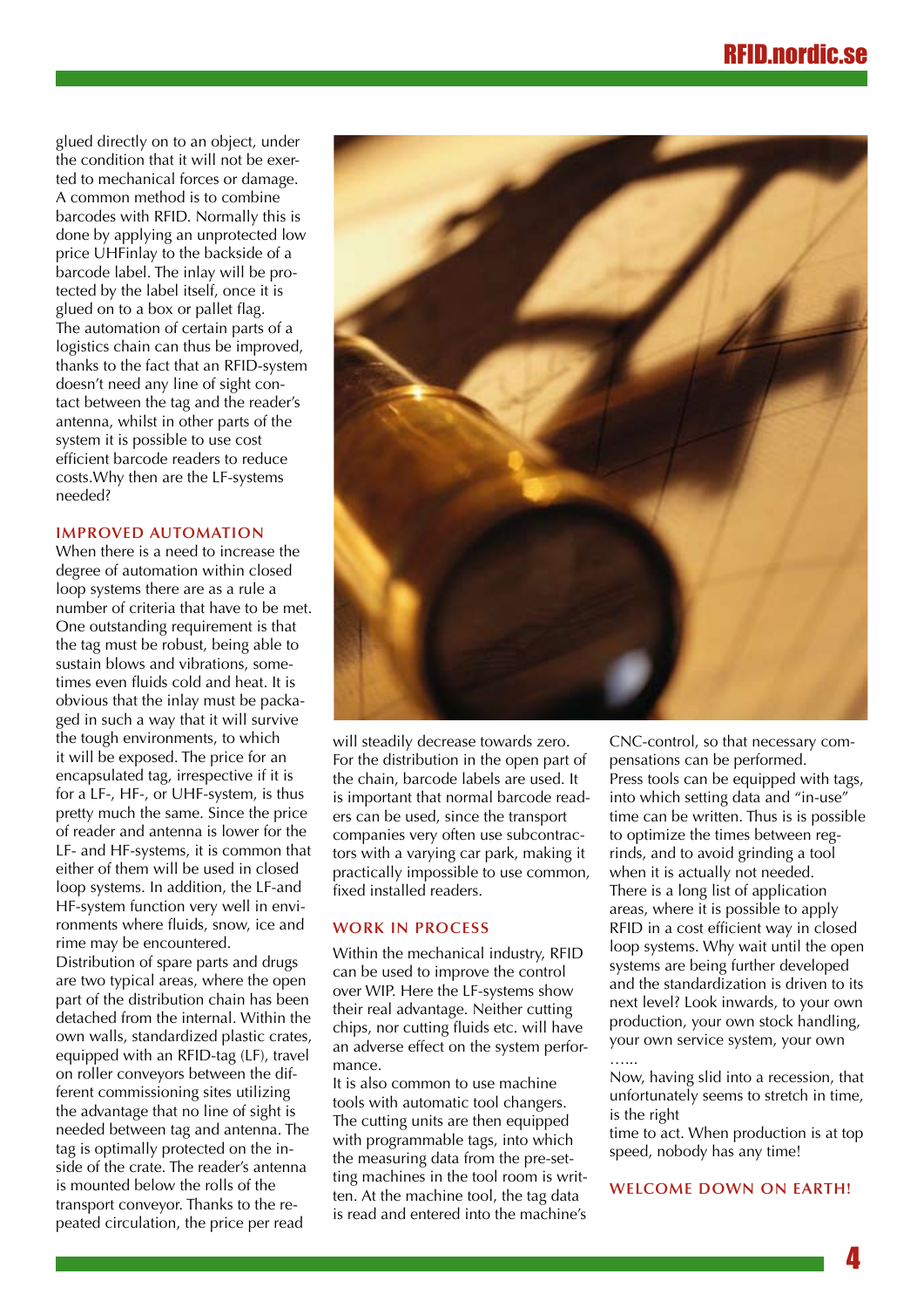glued directly on to an object, under the condition that it will not be exerted to mechanical forces or damage. A common method is to combine barcodes with RFID. Normally this is done by applying an unprotected low price UHFinlay to the backside of a barcode label. The inlay will be protected by the label itself, once it is glued on to a box or pallet flag. The automation of certain parts of a logistics chain can thus be improved, thanks to the fact that an RFID-system doesn't need any line of sight contact between the tag and the reader's antenna, whilst in other parts of the system it is possible to use cost efficient barcode readers to reduce costs.Why then are the LF-systems needed?

### IMPROVED AUTOMATION

When there is a need to increase the degree of automation within closed loop systems there are as a rule a number of criteria that have to be met. One outstanding requirement is that the tag must be robust, being able to sustain blows and vibrations, sometimes even fluids cold and heat. It is obvious that the inlay must be packaged in such a way that it will survive the tough environments, to which it will be exposed. The price for an encapsulated tag, irrespective if it is for a LF-, HF-, or UHF-system, is thus pretty much the same. Since the price of reader and antenna is lower for the LF- and HF-systems, it is common that either of them will be used in closed loop systems. In addition, the LF-and HF-system function very well in environments where fluids, snow, ice and rime may be encountered.
Distribution of spare parts and drugs are two typical areas, where the open part of the distribution chain has been detached from the internal. Within the own walls, standardized plastic crates, equipped with an RFID-tag (LF), travel on roller conveyors between the different commissioning sites utilizing the advantage that no line of sight is needed between tag and antenna. The tag is optimally protected on the inside of the crate. The reader's antenna is mounted below the rolls of the transport conveyor. Thanks to the repeated circulation, the price per read will steadily decrease towards zero. For the distribution in the open part of the chain, barcode labels are used. It is important that normal barcode readers can be used, since the transport companies very often use subcontractors with a varying car park, making it practically impossible to use common, fixed installed readers.

### WORK IN PROCESS

Within the mechanical industry, RFID can be used to improve the control over WIP. Here the LF-systems show their real advantage. Neither cutting chips, nor cutting fluids etc. will have an adverse effect on the system performance.
It is also common to use machine tools with automatic tool changers. The cutting units are then equipped with programmable tags, into which the measuring data from the pre-setting machines in the tool room is written. At the machine tool, the tag data is read and entered into the machine's CNC-control, so that necessary compensations can be performed.
Press tools can be equipped with tags, into which setting data and "in-use" time can be written. Thus is is possible to optimize the times between regrinds, and to avoid grinding a tool when it is actually not needed.
There is a long list of application areas, where it is possible to apply RFID in a cost efficient way in closed loop systems. Why wait until the open systems are being further developed and the standardization is driven to its next level? Look inwards, to your own production, your own stock handling, your own service system, your own …...
Now, having slid into a recession, that unfortunately seems to stretch in time, is the right
time to act. When production is at top speed, nobody has any time!

### WELCOME DOWN ON EARTH!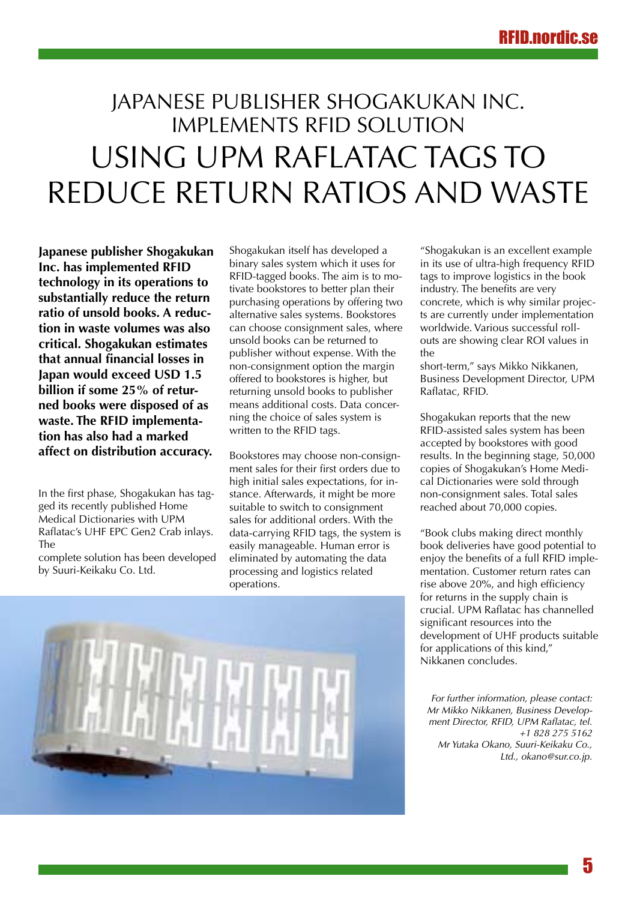# JAPANESE PUBLISHER SHOGAKUKAN INC. IMPLEMENTS RFID SOLUTION

# USING UPM RAFLATAC TAGS TO REDUCE RETURN RATIOS AND WASTE

**Japanese publisher Shogakukan Inc. has implemented RFID technology in its operations to substantially reduce the return ratio of unsold books. A reduction in waste volumes was also critical. Shogakukan estimates that annual financial losses in Japan would exceed USD 1.5 billion if some 25% of returned books were disposed of as waste. The RFID implementation has also had a marked affect on distribution accuracy.**

In the first phase, Shogakukan has tagged its recently published Home Medical Dictionaries with UPM Raflatac's UHF EPC Gen2 Crab inlays. The complete solution has been developed by Suuri-Keikaku Co. Ltd.

Shogakukan itself has developed a binary sales system which it uses for RFID-tagged books. The aim is to motivate bookstores to better plan their purchasing operations by offering two alternative sales systems. Bookstores can choose consignment sales, where unsold books can be returned to publisher without expense. With the non-consignment option the margin offered to bookstores is higher, but returning unsold books to publisher means additional costs. Data concerning the choice of sales system is written to the RFID tags.

Bookstores may choose non-consignment sales for their first orders due to high initial sales expectations, for instance. Afterwards, it might be more suitable to switch to consignment sales for additional orders. With the data-carrying RFID tags, the system is easily manageable. Human error is eliminated by automating the data processing and logistics related operations.

"Shogakukan is an excellent example in its use of ultra-high frequency RFID tags to improve logistics in the book industry. The benefits are very concrete, which is why similar projects are currently under implementation worldwide. Various successful roll-outs are showing clear ROI values in the short-term," says Mikko Nikkanen, Business Development Director, UPM Raflatac, RFID.

Shogakukan reports that the new RFID-assisted sales system has been accepted by bookstores with good results. In the beginning stage, 50,000 copies of Shogakukan's Home Medical Dictionaries were sold through non-consignment sales. Total sales reached about 70,000 copies.

"Book clubs making direct monthly book deliveries have good potential to enjoy the benefits of a full RFID implementation. Customer return rates can rise above 20%, and high efficiency for returns in the supply chain is crucial. UPM Raflatac has channelled significant resources into the development of UHF products suitable for applications of this kind," Nikkanen concludes.

*For further information, please contact:*
*Mr Mikko Nikkanen, Business Development Director, RFID, UPM Raflatac, tel. +1 828 275 5162*
*Mr Yutaka Okano, Suuri-Keikaku Co., Ltd., okano@sur.co.jp.*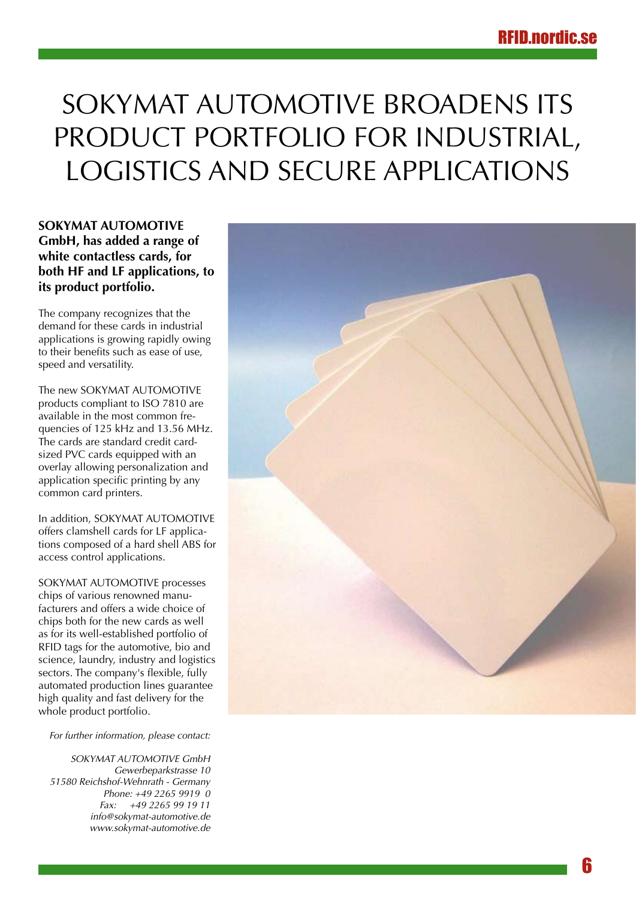# SOKYMAT AUTOMOTIVE BROADENS ITS PRODUCT PORTFOLIO FOR INDUSTRIAL, LOGISTICS AND SECURE APPLICATIONS

**SOKYMAT AUTOMOTIVE GmbH, has added a range of white contactless cards, for both HF and LF applications, to its product portfolio.**

The company recognizes that the demand for these cards in industrial applications is growing rapidly owing to their benefits such as ease of use, speed and versatility.

The new SOKYMAT AUTOMOTIVE products compliant to ISO 7810 are available in the most common frequencies of 125 kHz and 13.56 MHz. The cards are standard credit card-sized PVC cards equipped with an overlay allowing personalization and application specific printing by any common card printers.

In addition, SOKYMAT AUTOMOTIVE offers clamshell cards for LF applications composed of a hard shell ABS for access control applications.

SOKYMAT AUTOMOTIVE processes chips of various renowned manufacturers and offers a wide choice of chips both for the new cards as well as for its well-established portfolio of RFID tags for the automotive, bio and science, laundry, industry and logistics sectors. The company's flexible, fully automated production lines guarantee high quality and fast delivery for the whole product portfolio.

*For further information, please contact:*

*SOKYMAT AUTOMOTIVE GmbH*
*Gewerbeparkstrasse 10*
*51580 Reichshof-Wehnrath - Germany*
*Phone: +49 2265 9919 0*
*Fax: +49 2265 99 19 11*
*info@sokymat-automotive.de*
*www.sokymat-automotive.de*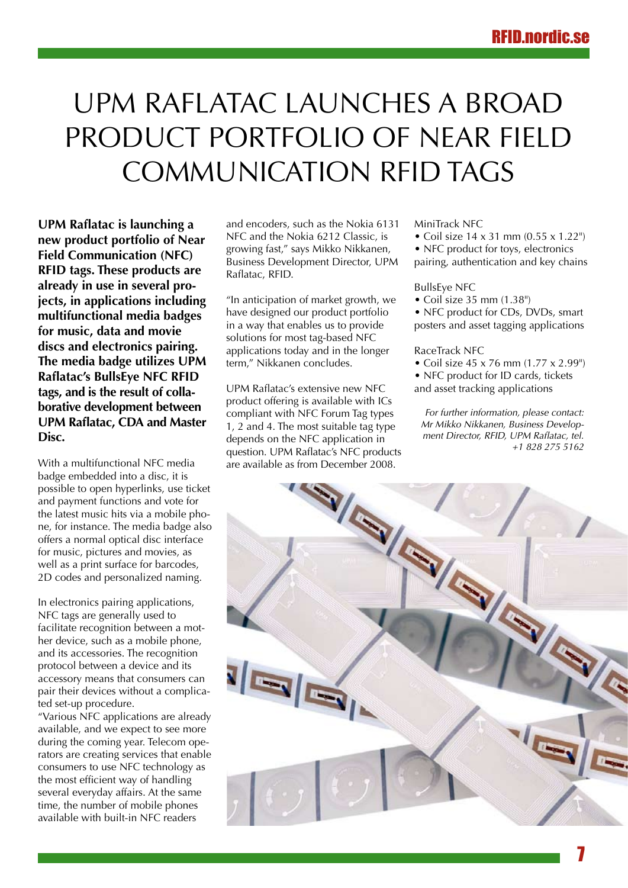# UPM RAFLATAC LAUNCHES A BROAD PRODUCT PORTFOLIO OF NEAR FIELD COMMUNICATION RFID TAGS

**UPM Raflatac is launching a new product portfolio of Near Field Communication (NFC) RFID tags. These products are already in use in several projects, in applications including multifunctional media badges for music, data and movie discs and electronics pairing. The media badge utilizes UPM Raflatac's BullsEye NFC RFID tags, and is the result of collaborative development between UPM Raflatac, CDA and Master Disc.**

With a multifunctional NFC media badge embedded into a disc, it is possible to open hyperlinks, use ticket and payment functions and vote for the latest music hits via a mobile phone, for instance. The media badge also offers a normal optical disc interface for music, pictures and movies, as well as a print surface for barcodes, 2D codes and personalized naming.

In electronics pairing applications, NFC tags are generally used to facilitate recognition between a mother device, such as a mobile phone, and its accessories. The recognition protocol between a device and its accessory means that consumers can pair their devices without a complicated set-up procedure.

"Various NFC applications are already available, and we expect to see more during the coming year. Telecom operators are creating services that enable consumers to use NFC technology as the most efficient way of handling several everyday affairs. At the same time, the number of mobile phones available with built-in NFC readers and encoders, such as the Nokia 6131 NFC and the Nokia 6212 Classic, is growing fast," says Mikko Nikkanen, Business Development Director, UPM Raflatac, RFID.

"In anticipation of market growth, we have designed our product portfolio in a way that enables us to provide solutions for most tag-based NFC applications today and in the longer term," Nikkanen concludes.

UPM Raflatac's extensive new NFC product offering is available with ICs compliant with NFC Forum Tag types 1, 2 and 4. The most suitable tag type depends on the NFC application in question. UPM Raflatac's NFC products are available as from December 2008.

MiniTrack NFC

- Coil size 14 x 31 mm (0.55 x 1.22")
- NFC product for toys, electronics pairing, authentication and key chains

BullsEye NFC

- Coil size 35 mm (1.38")
- NFC product for CDs, DVDs, smart posters and asset tagging applications

RaceTrack NFC

- Coil size 45 x 76 mm (1.77 x 2.99")
- NFC product for ID cards, tickets and asset tracking applications

*For further information, please contact: Mr Mikko Nikkanen, Business Development Director, RFID, UPM Raflatac, tel. +1 828 275 5162*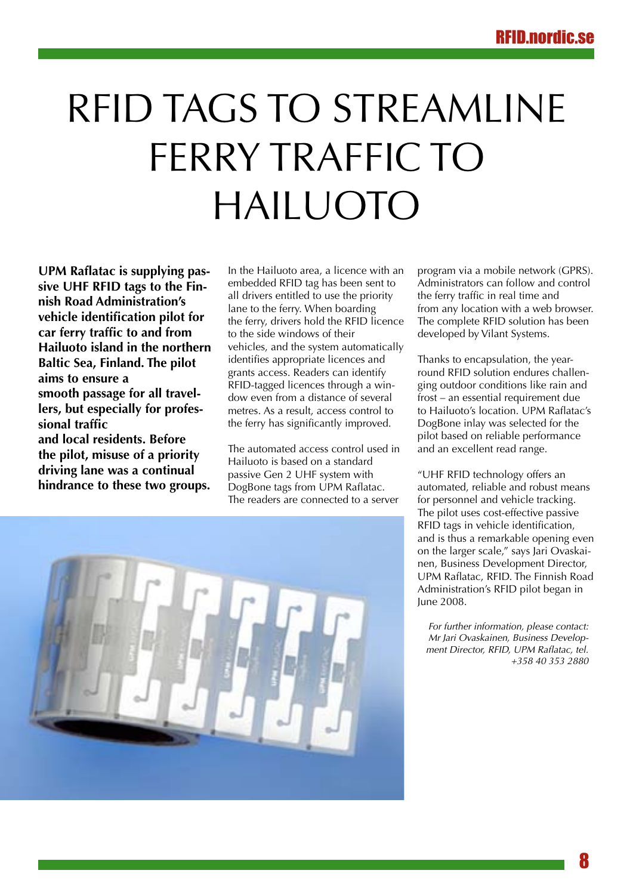# RFID TAGS TO STREAMLINE FERRY TRAFFIC TO HAILUOTO

**UPM Raflatac is supplying passive UHF RFID tags to the Finnish Road Administration's vehicle identification pilot for car ferry traffic to and from Hailuoto island in the northern Baltic Sea, Finland. The pilot aims to ensure a smooth passage for all travellers, but especially for professional traffic and local residents. Before the pilot, misuse of a priority driving lane was a continual hindrance to these two groups.**

In the Hailuoto area, a licence with an embedded RFID tag has been sent to all drivers entitled to use the priority lane to the ferry. When boarding the ferry, drivers hold the RFID licence to the side windows of their vehicles, and the system automatically identifies appropriate licences and grants access. Readers can identify RFID-tagged licences through a window even from a distance of several metres. As a result, access control to the ferry has significantly improved.

The automated access control used in Hailuoto is based on a standard passive Gen 2 UHF system with DogBone tags from UPM Raflatac. The readers are connected to a server program via a mobile network (GPRS). Administrators can follow and control the ferry traffic in real time and from any location with a web browser. The complete RFID solution has been developed by Vilant Systems.

Thanks to encapsulation, the year-round RFID solution endures challenging outdoor conditions like rain and frost – an essential requirement due to Hailuoto's location. UPM Raflatac's DogBone inlay was selected for the pilot based on reliable performance and an excellent read range.

"UHF RFID technology offers an automated, reliable and robust means for personnel and vehicle tracking. The pilot uses cost-effective passive RFID tags in vehicle identification, and is thus a remarkable opening even on the larger scale," says Jari Ovaskainen, Business Development Director, UPM Raflatac, RFID. The Finnish Road Administration's RFID pilot began in June 2008.

*For further information, please contact: Mr Jari Ovaskainen, Business Development Director, RFID, UPM Raflatac, tel. +358 40 353 2880*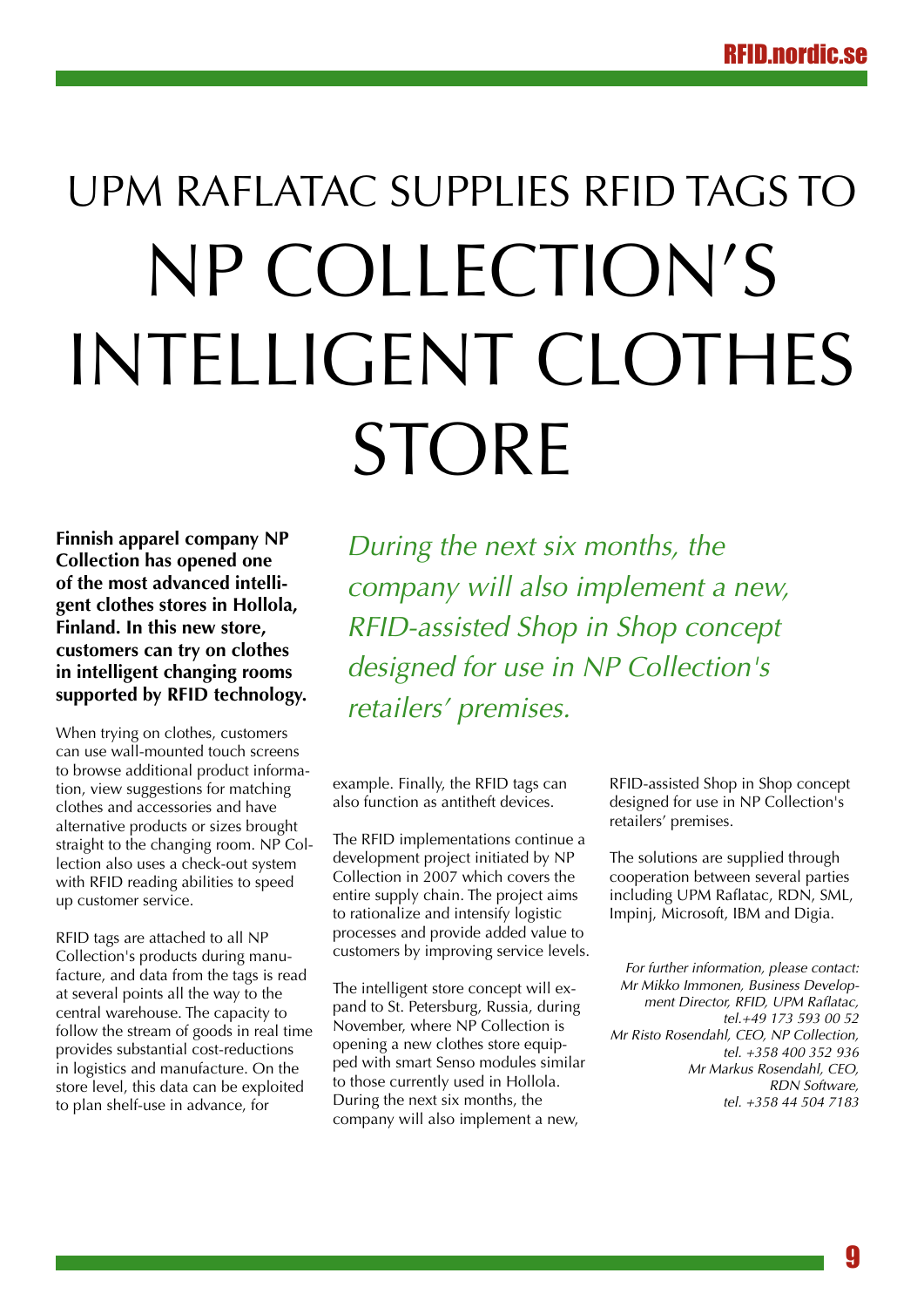# UPM RAFLATAC SUPPLIES RFID TAGS TO NP COLLECTION'S INTELLIGENT CLOTHES STORE

**Finnish apparel company NP Collection has opened one of the most advanced intelligent clothes stores in Hollola, Finland. In this new store, customers can try on clothes in intelligent changing rooms supported by RFID technology.**

*During the next six months, the company will also implement a new, RFID-assisted Shop in Shop concept designed for use in NP Collection's retailers' premises.*

When trying on clothes, customers can use wall-mounted touch screens to browse additional product information, view suggestions for matching clothes and accessories and have alternative products or sizes brought straight to the changing room. NP Collection also uses a check-out system with RFID reading abilities to speed up customer service.

RFID tags are attached to all NP Collection's products during manufacture, and data from the tags is read at several points all the way to the central warehouse. The capacity to follow the stream of goods in real time provides substantial cost-reductions in logistics and manufacture. On the store level, this data can be exploited to plan shelf-use in advance, for example. Finally, the RFID tags can also function as antitheft devices.

The RFID implementations continue a development project initiated by NP Collection in 2007 which covers the entire supply chain. The project aims to rationalize and intensify logistic processes and provide added value to customers by improving service levels.

The intelligent store concept will expand to St. Petersburg, Russia, during November, where NP Collection is opening a new clothes store equipped with smart Senso modules similar to those currently used in Hollola. During the next six months, the company will also implement a new, RFID-assisted Shop in Shop concept designed for use in NP Collection's retailers' premises.

The solutions are supplied through cooperation between several parties including UPM Raflatac, RDN, SML, Impinj, Microsoft, IBM and Digia.

*For further information, please contact:*
*Mr Mikko Immonen, Business Development Director, RFID, UPM Raflatac, tel.+49 173 593 00 52*
*Mr Risto Rosendahl, CEO, NP Collection, tel. +358 400 352 936*
*Mr Markus Rosendahl, CEO, RDN Software, tel. +358 44 504 7183*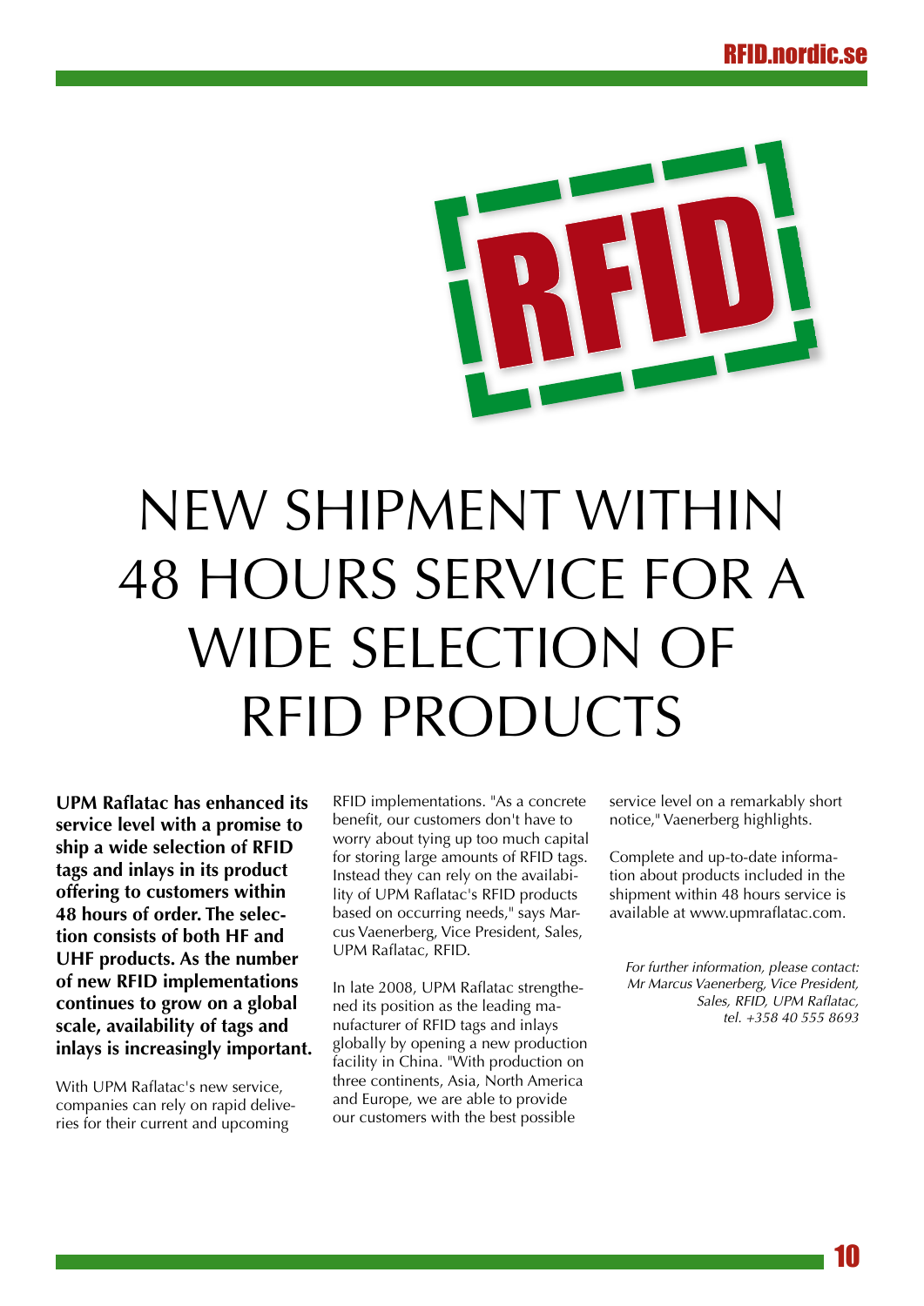# NEW SHIPMENT WITHIN 48 HOURS SERVICE FOR A WIDE SELECTION OF RFID PRODUCTS

**UPM Raflatac has enhanced its service level with a promise to ship a wide selection of RFID tags and inlays in its product offering to customers within 48 hours of order. The selection consists of both HF and UHF products. As the number of new RFID implementations continues to grow on a global scale, availability of tags and inlays is increasingly important.**

With UPM Raflatac's new service, companies can rely on rapid deliveries for their current and upcoming RFID implementations. "As a concrete benefit, our customers don't have to worry about tying up too much capital for storing large amounts of RFID tags. Instead they can rely on the availability of UPM Raflatac's RFID products based on occurring needs," says Marcus Vaenerberg, Vice President, Sales, UPM Raflatac, RFID.

In late 2008, UPM Raflatac strengthened its position as the leading manufacturer of RFID tags and inlays globally by opening a new production facility in China. "With production on three continents, Asia, North America and Europe, we are able to provide our customers with the best possible service level on a remarkably short notice," Vaenerberg highlights.

Complete and up-to-date information about products included in the shipment within 48 hours service is available at www.upmraflatac.com.

*For further information, please contact: Mr Marcus Vaenerberg, Vice President, Sales, RFID, UPM Raflatac, tel. +358 40 555 8693*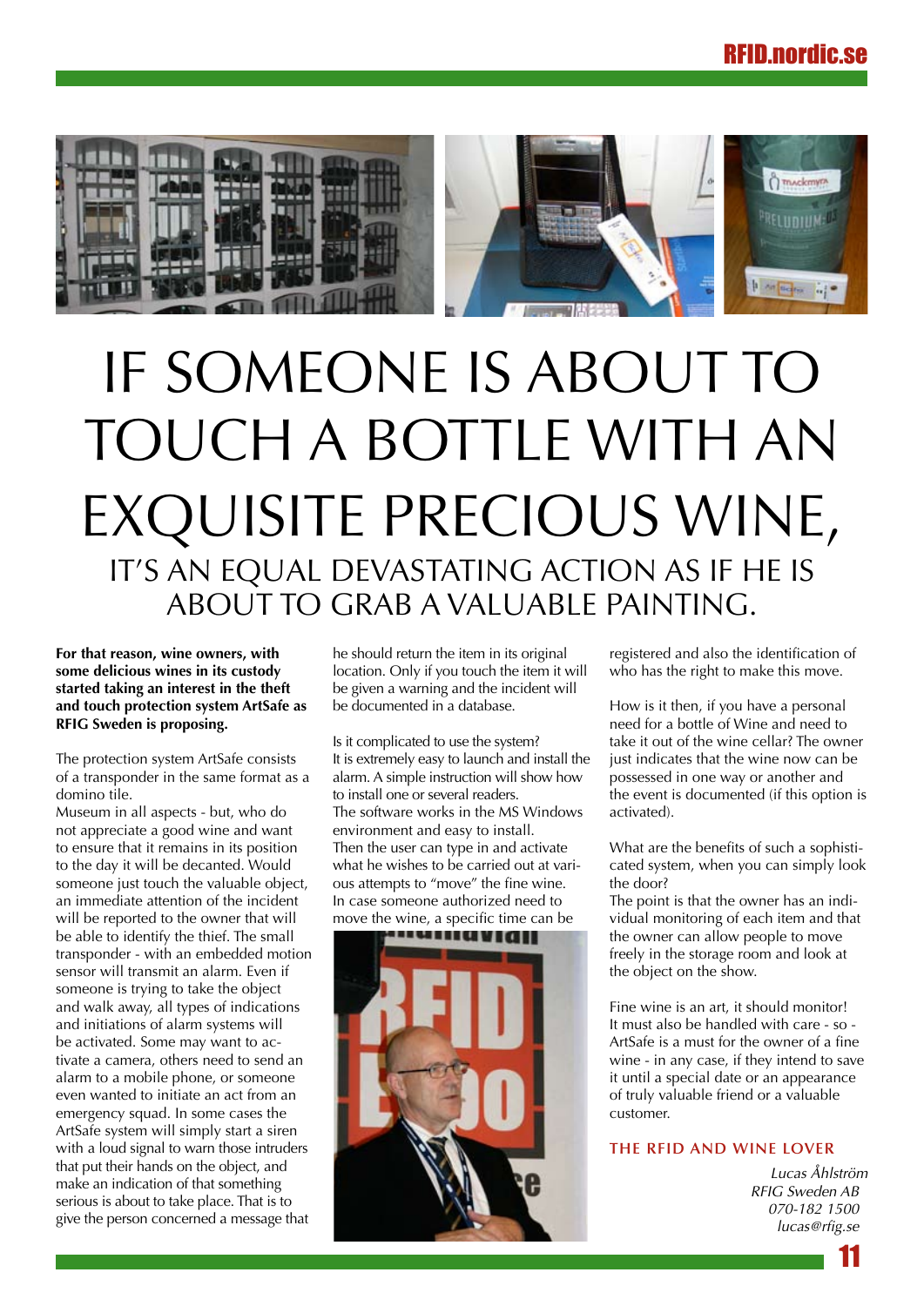# IF SOMEONE IS ABOUT TO TOUCH A BOTTLE WITH AN EXQUISITE PRECIOUS WINE,

## IT'S AN EQUAL DEVASTATING ACTION AS IF HE IS ABOUT TO GRAB A VALUABLE PAINTING.

**For that reason, wine owners, with some delicious wines in its custody started taking an interest in the theft and touch protection system ArtSafe as RFIG Sweden is proposing.**

The protection system ArtSafe consists of a transponder in the same format as a domino tile.

Museum in all aspects - but, who do not appreciate a good wine and want to ensure that it remains in its position to the day it will be decanted. Would someone just touch the valuable object, an immediate attention of the incident will be reported to the owner that will be able to identify the thief. The small transponder - with an embedded motion sensor will transmit an alarm. Even if someone is trying to take the object and walk away, all types of indications and initiations of alarm systems will be activated. Some may want to activate a camera, others need to send an alarm to a mobile phone, or someone even wanted to initiate an act from an emergency squad. In some cases the ArtSafe system will simply start a siren with a loud signal to warn those intruders that put their hands on the object, and make an indication of that something serious is about to take place. That is to give the person concerned a message that he should return the item in its original location. Only if you touch the item it will be given a warning and the incident will be documented in a database.

Is it complicated to use the system?
It is extremely easy to launch and install the alarm. A simple instruction will show how to install one or several readers.
The software works in the MS Windows environment and easy to install.
Then the user can type in and activate what he wishes to be carried out at various attempts to "move" the fine wine.
In case someone authorized need to move the wine, a specific time can be registered and also the identification of who has the right to make this move.

How is it then, if you have a personal need for a bottle of Wine and need to take it out of the wine cellar? The owner just indicates that the wine now can be possessed in one way or another and the event is documented (if this option is activated).

What are the benefits of such a sophisticated system, when you can simply look the door?
The point is that the owner has an individual monitoring of each item and that the owner can allow people to move freely in the storage room and look at the object on the show.

Fine wine is an art, it should monitor! It must also be handled with care - so - ArtSafe is a must for the owner of a fine wine - in any case, if they intend to save it until a special date or an appearance of truly valuable friend or a valuable customer.

### THE RFID AND WINE LOVER

*Lucas Åhlström*
*RFIG Sweden AB*
*070-182 1500*
*lucas@rfig.se*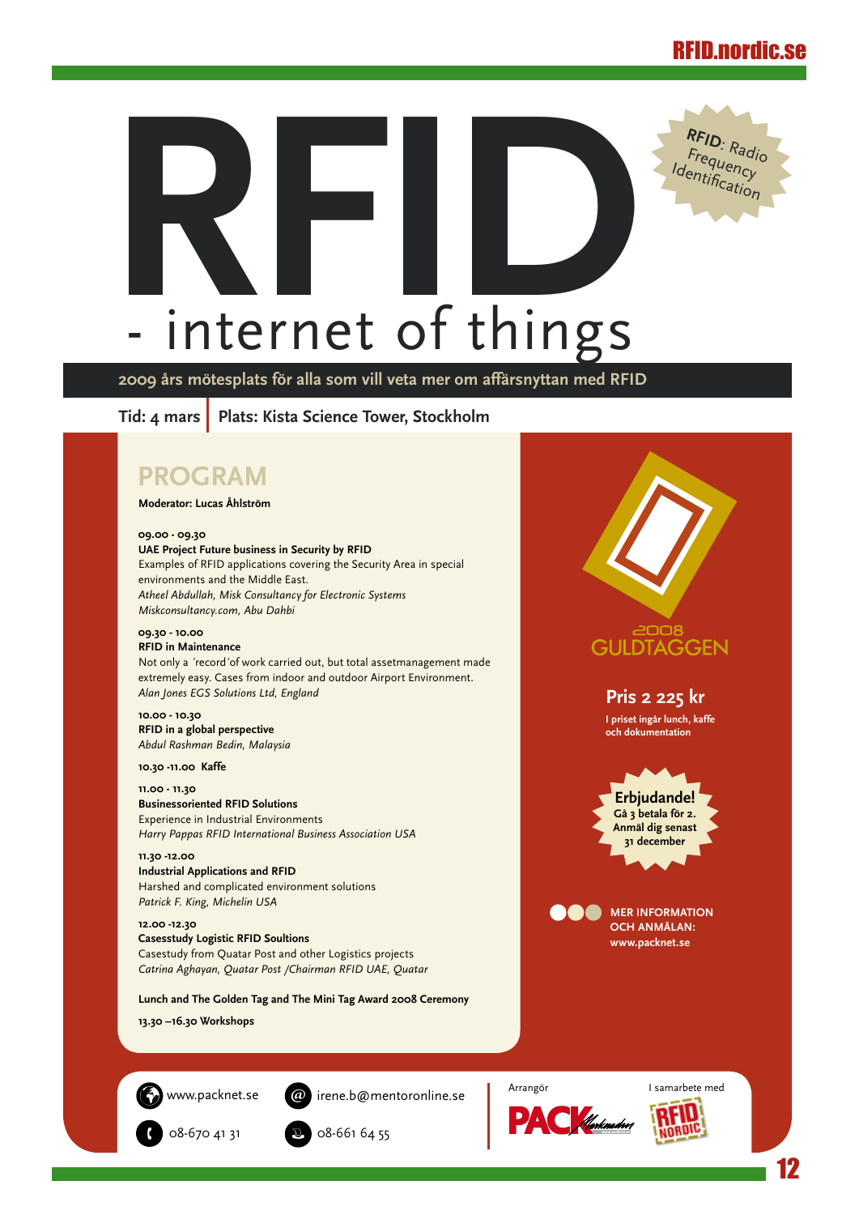# RFID

## - internet of things

RFID: Radio Frequency Identification

**2009 års mötesplats för alla som vill veta mer om affärsnyttan med RFID**

**Tid: 4 mars** | **Plats: Kista Science Tower, Stockholm**

## PROGRAM

**Moderator: Lucas Åhlström**

**09.00 - 09.30**
**UAE Project Future business in Security by RFID**
Examples of RFID applications covering the Security Area in special environments and the Middle East.
*Atheel Abdullah, Misk Consultancy for Electronic Systems Miskconsultancy.com, Abu Dahbi*

**09.30 - 10.00**
**RFID in Maintenance**
Not only a ´record´of work carried out, but total assetmanagement made extremely easy. Cases from indoor and outdoor Airport Environment.
*Alan Jones EGS Solutions Ltd, England*

**10.00 - 10.30**
**RFID in a global perspective**
*Abdul Rashman Bedin, Malaysia*

**10.30 -11.00 Kaffe**

**11.00 - 11.30**
**Businessoriented RFID Solutions**
Experience in Industrial Environments
*Harry Pappas RFID International Business Association USA*

**11.30 -12.00**
**Industrial Applications and RFID**
Harshed and complicated environment solutions
*Patrick F. King, Michelin USA*

**12.00 -12.30**
**Casesstudy Logistic RFID Soultions**
Casestudy from Quatar Post and other Logistics projects
*Catrina Aghayan, Quatar Post /Chairman RFID UAE, Quatar*

**Lunch and The Golden Tag and The Mini Tag Award 2008 Ceremony**

**13.30 –16.30 Workshops**

2008 GULDTAGGEN

**Pris 2 225 kr**
I priset ingår lunch, kaffe och dokumentation

**Erbjudande!**
Gå 3 betala för 2.
Anmäl dig senast 31 december

**MER INFORMATION OCH ANMÄLAN:**
www.packnet.se

www.packnet.se
irene.b@mentoronline.se
08-670 41 31
08-661 64 55

Arrangör: PACK Marknaden
I samarbete med: RFID Nordic

RFID.nordic.se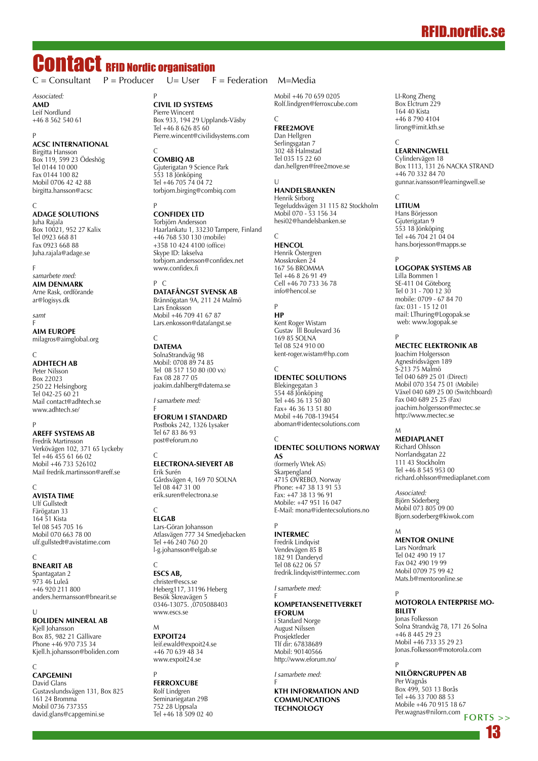# Contact RFID Nordic organisation

C = Consultant P = Producer U= User F = Federation M=Media

*Associated:*
**AMD**
Leif Nordlund
+46 8 562 540 61

P
**ACSC INTERNATIONAL**
Birgitta Hansson
Box 119, 599 23 Ödeshög
Tel 0144 10 000
Fax 0144 100 82
Mobil 0706 42 42 88
birgitta.hansson@acsc

C
**ADAGE SOLUTIONS**
Juha Rajala
Box 10021, 952 27 Kalix
Tel 0923 668 81
Fax 0923 668 88
Juha.rajala@adage.se

F
*samarbete med:*
**AIM DENMARK**
Arne Rask, ordförande
ar@logisys.dk

*samt*
F
**AIM EUROPE**
milagros@aimglobal.org

C
**ADHTECH AB**
Peter Nilsson
Box 22023
250 22 Helsingborg
Tel 042-25 60 21
Mail contact@adhtech.se
www.adhtech.se/

P
**AREFF SYSTEMS AB**
Fredrik Martinsson
Verkövägen 102, 371 65 Lyckeby
Tel +46 455 61 66 02
Mobil +46 733 526102
Mail fredrik.martinsson@areff.se

C
**AVISTA TIME**
Ulf Gullstedt
Färögatan 33
164 51 Kista
Tel 08 545 705 16
Mobil 070 663 78 00
ulf.gullstedt@avistatime.com

C
**BNEARIT AB**
Spantagatan 2
973 46 Luleå
+46 920 211 800
anders.hermansson@bnearit.se

U
**BOLIDEN MINERAL AB**
Kjell Johansson
Box 85, 982 21 Gällivare
Phone +46 970 735 34
Kjell.h.johansson@boliden.com

C
**CAPGEMINI**
David Glans
Gustavslundsvägen 131, Box 825
161 24 Bromma
Mobil 0736 737355
david.glans@capgemini.se

P
**CIVIL ID SYSTEMS**
Pierre Wincent
Box 933, 194 29 Upplands-Väsby
Tel +46 8 626 85 60
Pierre.wincent@civilidsystems.com

C
**COMBIQ AB**
Gjuterigatan 9 Science Park
553 18 Jönköping
Tel +46 705 74 04 72
torbjorn.birging@combiq.com

P
**CONFIDEX LTD**
Torbjörn Andersson
Haarlankatu 1, 33230 Tampere, Finland
+46 768 530 130 (mobile)
+358 10 424 4100 (office)
Skype ID: lakselva
torbjorn.andersson@confidex.net
www.confidex.fi

P C
**DATAFÅNGST SVENSK AB**
Brännögatan 9A, 211 24 Malmö
Lars Enoksson
Mobil +46 709 41 67 87
Lars.enkosson@datafangst.se

C
**DATEMA**
SolnaStrandväg 98
Mobil: 0708 89 74 85
Tel 08 517 150 80 (00 vx)
Fax 08 28 77 05
joakim.dahlberg@datema.se

*I samarbete med:*
F
**EFORUM I STANDARD**
Postboks 242, 1326 Lysaker
Tel 67 83 86 93
post@eforum.no

C
**ELECTRONA-SIEVERT AB**
Erik Surén
Gårdsvägen 4, 169 70 SOLNA
Tel 08 447 31 00
erik.suren@electrona.se

C
**ELGAB**
Lars-Göran Johansson
Atlasvägen 777 34 Smedjebacken
Tel +46 240 760 20
l-g.johansson@elgab.se

C
**ESCS AB,**
christer@escs.se
Heberg117, 31196 Heberg
Besök Skreavägen 5
0346-13075. ,0705088403
www.escs.se

M
**EXPOIT24**
leif.ewald@expoit24.se
+46 70 639 48 34
www.expoit24.se

P
**FERROXCUBE**
Rolf Lindgren
Seminariegatan 29B
752 28 Uppsala
Tel +46 18 509 02 40
Mobil +46 70 659 0205
Rolf.lindgren@ferroxcube.com

C
**FREE2MOVE**
Dan Hellgren
Serlingsgatan 7
302 48 Halmstad
Tel 035 15 22 60
dan.hellgren@free2move.se

U
**HANDELSBANKEN**
Henrik Sirborg
Tegeluddsvägen 31 115 82 Stockholm
Mobil 070 - 53 156 34
hesi02@handelsbanken.se

C
**HENCOL**
Henrik Östergren
Mosskroken 24
167 56 BROMMA
Tel +46 8 26 91 49
Cell +46 70 733 36 78
info@hencol.se

P
**HP**
Kent Roger Wistam
Gustav III Boulevard 36
169 85 SOLNA
Tel 08 524 910 00
kent-roger.wistam@hp.com

C
**IDENTEC SOLUTIONS**
Blekingegatan 3
554 48 Jönköping
Tel +46 36 13 50 80
Fax+ 46 36 13 51 80
Mobil +46 708-139454
aboman@identecsolutions.com

C
**IDENTEC SOLUTIONS NORWAY AS**
(formerly Wtek AS)
Skarpengland
4715 ØVREBØ, Norway
Phone: +47 38 13 91 53
Fax: +47 38 13 96 91
Mobile: +47 951 16 047
E-Mail: mona@identecsolutions.no

P
**INTERMEC**
Fredrik Lindqvist
Vendevägen 85 B
182 91 Danderyd
Tel 08 622 06 57
fredrik.lindqvist@intermec.com

*I samarbete med:*
F
**KOMPETANSENETTVERKET EFORUM**
i Standard Norge
August Nilssen
Prosjektleder
Tlf dir: 67838689
Mobil: 90140566
http://www.eforum.no/

*I samarbete med:*
F
**KTH INFORMATION AND COMMUNICATIONS TECHNOLOGY**
LI-Rong Zheng
Box Elctrum 229
164 40 Kista
Tel +46 8 790 4104
lirong@imit.kth.se

C
**LEARNINGWELL**
Cylindervägen 18
Box 1113, 131 26 NACKA STRAND
+46 70 332 84 70
gunnar.ivansson@learningwell.se

C
**LITIUM**
Hans Börjesson
Gjuterigatan 9
553 18 Jönköping
Tel +46 704 21 04 04
hans.borjesson@mapps.se

P
**LOGOPAK SYSTEMS AB**
Lilla Bommen 1
SE-411 04 Göteborg
Tel 0 31 - 700 12 30
mobile: 0709 - 67 84 70
fax: 031 - 15 12 01
mail: LThuring@Logopak.se
web: www.logopak.se

P
**MECTEC ELEKTRONIK AB**
Joachim Holgersson
Agnesfridsvägen 189
S-213 75 Malmö
Tel 040 689 25 01 (Direct)
Mobil 070 354 75 01 (Mobile)
Växel 040 689 25 00 (Switchboard)
Fax 040 689 25 25 (Fax)
joachim.holgersson@mectec.se
http://www.mectec.se

M
**MEDIAPLANET**
Richard Ohlsson
Norrlandsgatan 22
111 43 Stockholm
Tel +46 8 545 953 00
richard.ohlsson@mediaplanet.com

*Associated:*
Björn Söderberg
Mobil 073 805 09 00
Bjorn.soderberg@kiwok.com

M
**MENTOR ONLINE**
Lars Nordmark
Tel 042 490 19 17
Fax 042 490 19 99
Mobil 0709 75 99 42
Mats.b@mentoronline.se

P
**MOTOROLA ENTERPRISE MOBILITY**
Jonas Folkesson
Solna Strandväg 78, 171 26 Solna
+46 8 445 29 23
Mobil +46 733 35 29 23
Jonas.Folkesson@motorola.com

P
**NILÖRNGRUPPEN AB**
Per Wagnås
Box 499, 503 13 Borås
Tel +46 33 700 88 53
Mobile +46 70 915 18 67
Per.wagnas@nilorn.com

FORTS >>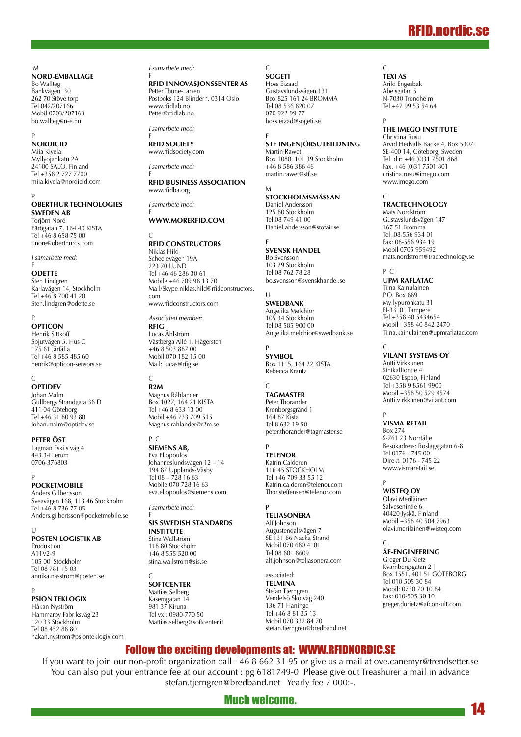M
**NORD-EMBALLAGE**
Bo Wallteg
Bankvägen 30
262 70 Stöveltorp
Tel 042/207166
Mobil 0703/207163
bo.wallteg@n-e.nu

P
**NORDICID**
Miia Kivela
Myllyojankatu 2A
24100 SALO, Finland
Tel +358 2 727 7700
miia.kivela@nordicid.com

P
**OBERTHUR TECHNOLOGIES SWEDEN AB**
Torjörn Noré
Färögatan 7, 164 40 KISTA
Tel +46 8 658 75 00
t.nore@oberthurcs.com

*I samarbete med:*
F
**ODETTE**
Sten Lindgren
Karlavägen 14, Stockholm
Tel +46 8 700 41 20
Sten.lindgren@odette.se

P
**OPTICON**
Henrik Sittkoff
Spjutvägen 5, Hus C
175 61 Järfälla
Tel +46 8 585 485 60
henrik@opticon-sensors.se

C
**OPTIDEV**
Johan Malm
Gullbergs Strandgata 36 D
411 04 Göteborg
Tel +46 31 80 93 80
Johan.malm@optidev.se

**PETER ÖST**
Lagman Eskils väg 4
443 34 Lerum
0706-376803

P
**POCKETMOBILE**
Anders Gilbertsson
Sveavägen 168, 113 46 Stockholm
Tel +46 8 736 77 05
Anders.gilbertsson@pocketmobile.se

U
**POSTEN LOGISTIK AB**
Produktion
A11V2-9
105 00 Stockholm
Tel 08 781 15 03
annika.nasstrom@posten.se

P
**PSION TEKLOGIX**
Håkan Nyström
Hammarby Fabriksväg 23
120 33 Stockholm
Tel 08 452 88 80
hakan.nystrom@psionteklogix.com

*I samarbete med:*
F
**RFID INNOVASJONSSENTER AS**
Petter Thune-Larsen
Postboks 124 Blindern, 0314 Oslo
www.rfidlab.no
Petter@rfidlab.no

*I samarbete med:*
F
**RFID SOCIETY**
www.rfidsociety.com

*I samarbete med:*
F
**RFID BUSINESS ASSOCIATION**
www.rfidba.org

*I samarbete med:*
F
**WWW.MORERFID.COM**

C
**RFID CONSTRUCTORS**
Niklas Hild
Scheelevägen 19A
223 70 LUND
Tel +46 46 286 30 61
Mobile +46 709 98 13 70
Mail/Skype niklas.hild@rfidconstructors.com
www.rfidconstructors.com

*Associated member:*
**RFIG**
Lucas Åhlström
Västberga Allé 1, Hägersten
+46 8 503 887 00
Mobil 070 182 15 00
Mail: lucas@rfig.se

C
**R2M**
Magnus Råhlander
Box 1027, 164 21 KISTA
Tel +46 8 633 13 00
Mobil +46 733 709 515
Magnus.rahlander@r2m.se

P C
**SIEMENS AB,**
Eva Eliopoulos
Johanneslundsvägen 12 – 14
194 87 Upplands-Väsby
Tel 08 – 728 16 63
Mobile 070 728 16 63
eva.eliopoulos@siemens.com

*I samarbete med:*
F
**SIS SWEDISH STANDARDS INSTITUTE**
Stina Wallström
118 80 Stockholm
+46 8 555 520 00
stina.wallstrom@sis.se

C
**SOFTCENTER**
Mattias Selberg
Kaserngatan 14
981 37 Kiruna
Tel vxl: 0980-770 50
Mattias.selberg@softcenter.it

C
**SOGETI**
Hoss Eizaad
Gustavslundsvägen 131
Box 825 161 24 BROMMA
Tel 08 536 820 07
070 922 99 77
hoss.eizad@sogeti.se

F
**STF INGENJÖRSUTBILDNING**
Martin Rawet
Box 1080, 101 39 Stockholm
+46 8 586 386 46
martin.rawet@stf.se

M
**STOCKHOLMSMÄSSAN**
Daniel Andersson
125 80 Stockholm
Tel 08 749 41 00
Daniel.andersson@stofair.se

F
**SVENSK HANDEL**
Bo Svensson
103 29 Stockholm
Tel 08 762 78 28
bo.svensson@svenskhandel.se

U
**SWEDBANK**
Angelika Melchior
105 34 Stockholm
Tel 08 585 900 00
Angelika.melchior@swedbank.se

P
**SYMBOL**
Box 1115, 164 22 KISTA
Rebecca Krantz

C
**TAGMASTER**
Peter Thorander
Kronborgsgränd 1
164 87 Kista
Tel 8 632 19 50
peter.thorander@tagmaster.se

P
**TELENOR**
Katrin Calderon
116 45 STOCKHOLM
Tel +46 709 33 55 12
Katrin.calderon@telenor.com
Thor.steffensen@telenor.com

P
**TELIASONERA**
Alf Johnson
Augustendalsvägen 7
SE 131 86 Nacka Strand
Mobil 070 680 4101
Tel 08 601 8609
alf.johnson@teliasonera.com

associated:
**TELMINA**
Stefan Tjerngren
Vendelsö Skolväg 240
136 71 Haninge
Tel +46 8 81 35 13
Mobil 070 332 84 70
stefan.tjerngren@bredband.net

C
**TEXI AS**
Arild Engesbak
Abelsgatan 5
N-7030 Trondheim
Tel +47 99 53 54 64

P
**THE IMEGO INSTITUTE**
Christina Rusu
Arvid Hedvalls Backe 4, Box 53071
SE-400 14, Göteborg, Sweden
Tel. dir: +46 (0)31 7501 868
Fax. +46 (0)31 7501 801
cristina.rusu@imego.com
www.imego.com

C
**TRACTECHNOLOGY**
Mats Nordström
Gustavslundsvägen 147
167 51 Bromma
Tel: 08-556 934 01
Fax: 08-556 934 19
Mobil 0705 959492
mats.nordstrom@tractechnology.se

P C
**UPM RAFLATAC**
Tiina Kainulainen
P.O. Box 669
Myllypuronkatu 31
FI-33101 Tampere
Tel +358 40 5434654
Mobil +358 40 842 2470
Tiina.kainulainen@upmraflatac.com

C
**VILANT SYSTEMS OY**
Antti Virkkunen
Sinikalliontie 4
02630 Espoo, Finland
Tel +358 9 8561 9900
Mobil +358 50 529 4574
Antti.virkkunen@vilant.com

P
**VISMA RETAIL**
Box 274
S-761 23 Norrtälje
Besökadress: Roslagsgatan 6-8
Tel 0176 - 745 00
Direkt: 0176 - 745 22
www.vismaretail.se

P
**WISTEQ OY**
Olavi Meriläinen
Salvesenintie 6
40420 Jyskä, Finland
Mobil +358 40 504 7963
olavi.merilainen@wisteq.com

C
**ÅF-ENGINEERING**
Greger Du Rietz
Kvarnbergsgatan 2 |
Box 1551, 401 51 GÖTEBORG
Tel 010 505 30 84
Mobil: 0730 70 10 84
Fax: 010-505 30 10
greger.durietz@afconsult.com

## Follow the exciting developments at: WWW.RFIDNORDIC.SE

If you want to join our non-profit organization call +46 8 662 31 95 or give us a mail at ove.canemyr@trendsetter.se
You can also put your entrance fee at our account : pg 6181749-0 Please give out Treashurer a mail in advance stefan.tjerngren@bredband.net Yearly fee 7 000:-.

**Much welcome.**